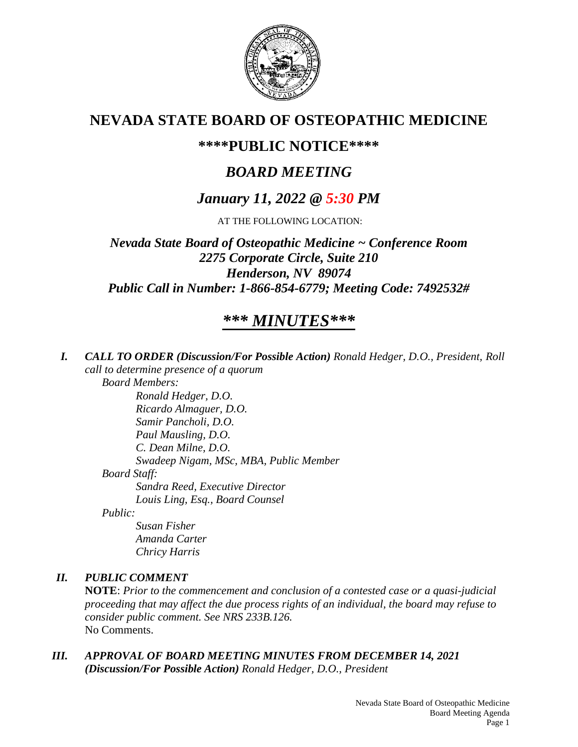# NEVADA STATE BOARD OF OSTEOPATHIC MEDICINE

## ****PUBLIC NOTICE****

## *BOARD MEETING*

## *January 11, 2022 @ 5:30 PM*

AT THE FOLLOWING LOCATION:

***Nevada State Board of Osteopathic Medicine ~ Conference Room***
***2275 Corporate Circle, Suite 210***
***Henderson, NV 89074***
***Public Call in Number: 1-866-854-6779; Meeting Code: 7492532#***

# *** MINUTES***

***I. CALL TO ORDER (Discussion/For Possible Action)*** *Ronald Hedger, D.O., President, Roll call to determine presence of a quorum*

*Board Members:*

*Ronald Hedger, D.O.*
*Ricardo Almaguer, D.O.*
*Samir Pancholi, D.O.*
*Paul Mausling, D.O.*
*C. Dean Milne, D.O.*
*Swadeep Nigam, MSc, MBA, Public Member*

*Board Staff:*

*Sandra Reed, Executive Director*
*Louis Ling, Esq., Board Counsel*

*Public:*

*Susan Fisher*
*Amanda Carter*
*Chricy Harris*

***II. PUBLIC COMMENT***

**NOTE**: *Prior to the commencement and conclusion of a contested case or a quasi-judicial proceeding that may affect the due process rights of an individual, the board may refuse to consider public comment. See NRS 233B.126.*
No Comments.

***III. APPROVAL OF BOARD MEETING MINUTES FROM DECEMBER 14, 2021 (Discussion/For Possible Action)*** *Ronald Hedger, D.O., President*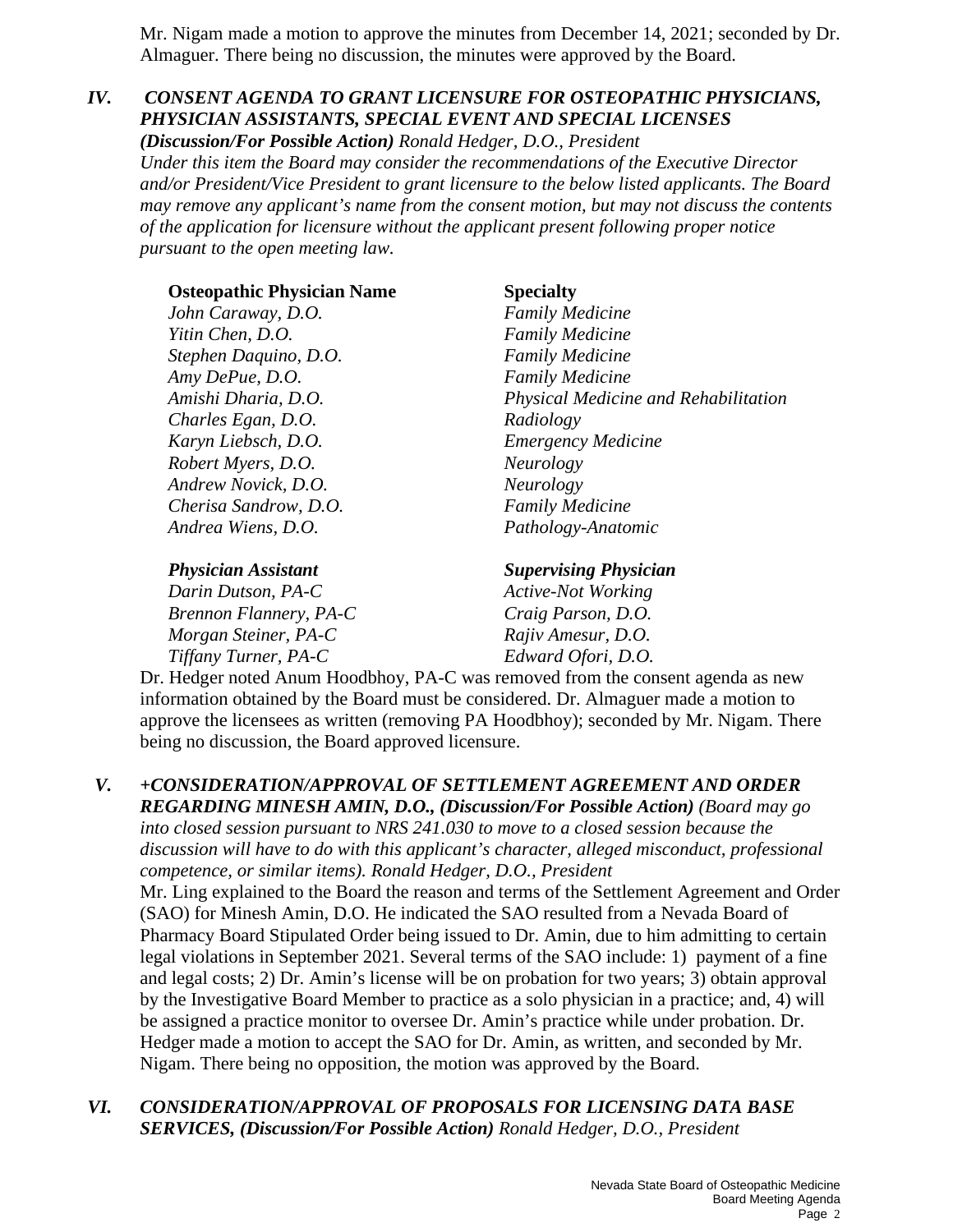Mr. Nigam made a motion to approve the minutes from December 14, 2021; seconded by Dr. Almaguer. There being no discussion, the minutes were approved by the Board.

## IV. *CONSENT AGENDA TO GRANT LICENSURE FOR OSTEOPATHIC PHYSICIANS, PHYSICIAN ASSISTANTS, SPECIAL EVENT AND SPECIAL LICENSES*

***(Discussion/For Possible Action)*** *Ronald Hedger, D.O., President*

*Under this item the Board may consider the recommendations of the Executive Director and/or President/Vice President to grant licensure to the below listed applicants. The Board may remove any applicant's name from the consent motion, but may not discuss the contents of the application for licensure without the applicant present following proper notice pursuant to the open meeting law.*

| **Osteopathic Physician Name** | **Specialty** |
|---|---|
| *John Caraway, D.O.* | *Family Medicine* |
| *Yitin Chen, D.O.* | *Family Medicine* |
| *Stephen Daquino, D.O.* | *Family Medicine* |
| *Amy DePue, D.O.* | *Family Medicine* |
| *Amishi Dharia, D.O.* | *Physical Medicine and Rehabilitation* |
| *Charles Egan, D.O.* | *Radiology* |
| *Karyn Liebsch, D.O.* | *Emergency Medicine* |
| *Robert Myers, D.O.* | *Neurology* |
| *Andrew Novick, D.O.* | *Neurology* |
| *Cherisa Sandrow, D.O.* | *Family Medicine* |
| *Andrea Wiens, D.O.* | *Pathology-Anatomic* |

| ***Physician Assistant*** | ***Supervising Physician*** |
|---|---|
| *Darin Dutson, PA-C* | *Active-Not Working* |
| *Brennon Flannery, PA-C* | *Craig Parson, D.O.* |
| *Morgan Steiner, PA-C* | *Rajiv Amesur, D.O.* |
| *Tiffany Turner, PA-C* | *Edward Ofori, D.O.* |

Dr. Hedger noted Anum Hoodbhoy, PA-C was removed from the consent agenda as new information obtained by the Board must be considered. Dr. Almaguer made a motion to approve the licensees as written (removing PA Hoodbhoy); seconded by Mr. Nigam. There being no discussion, the Board approved licensure.

## V. *+CONSIDERATION/APPROVAL OF SETTLEMENT AGREEMENT AND ORDER REGARDING MINESH AMIN, D.O., (Discussion/For Possible Action)* *(Board may go into closed session pursuant to NRS 241.030 to move to a closed session because the discussion will have to do with this applicant's character, alleged misconduct, professional competence, or similar items). Ronald Hedger, D.O., President*

Mr. Ling explained to the Board the reason and terms of the Settlement Agreement and Order (SAO) for Minesh Amin, D.O. He indicated the SAO resulted from a Nevada Board of Pharmacy Board Stipulated Order being issued to Dr. Amin, due to him admitting to certain legal violations in September 2021. Several terms of the SAO include: 1) payment of a fine and legal costs; 2) Dr. Amin's license will be on probation for two years; 3) obtain approval by the Investigative Board Member to practice as a solo physician in a practice; and, 4) will be assigned a practice monitor to oversee Dr. Amin's practice while under probation. Dr. Hedger made a motion to accept the SAO for Dr. Amin, as written, and seconded by Mr. Nigam. There being no opposition, the motion was approved by the Board.

## VI. *CONSIDERATION/APPROVAL OF PROPOSALS FOR LICENSING DATA BASE SERVICES, (Discussion/For Possible Action)* *Ronald Hedger, D.O., President*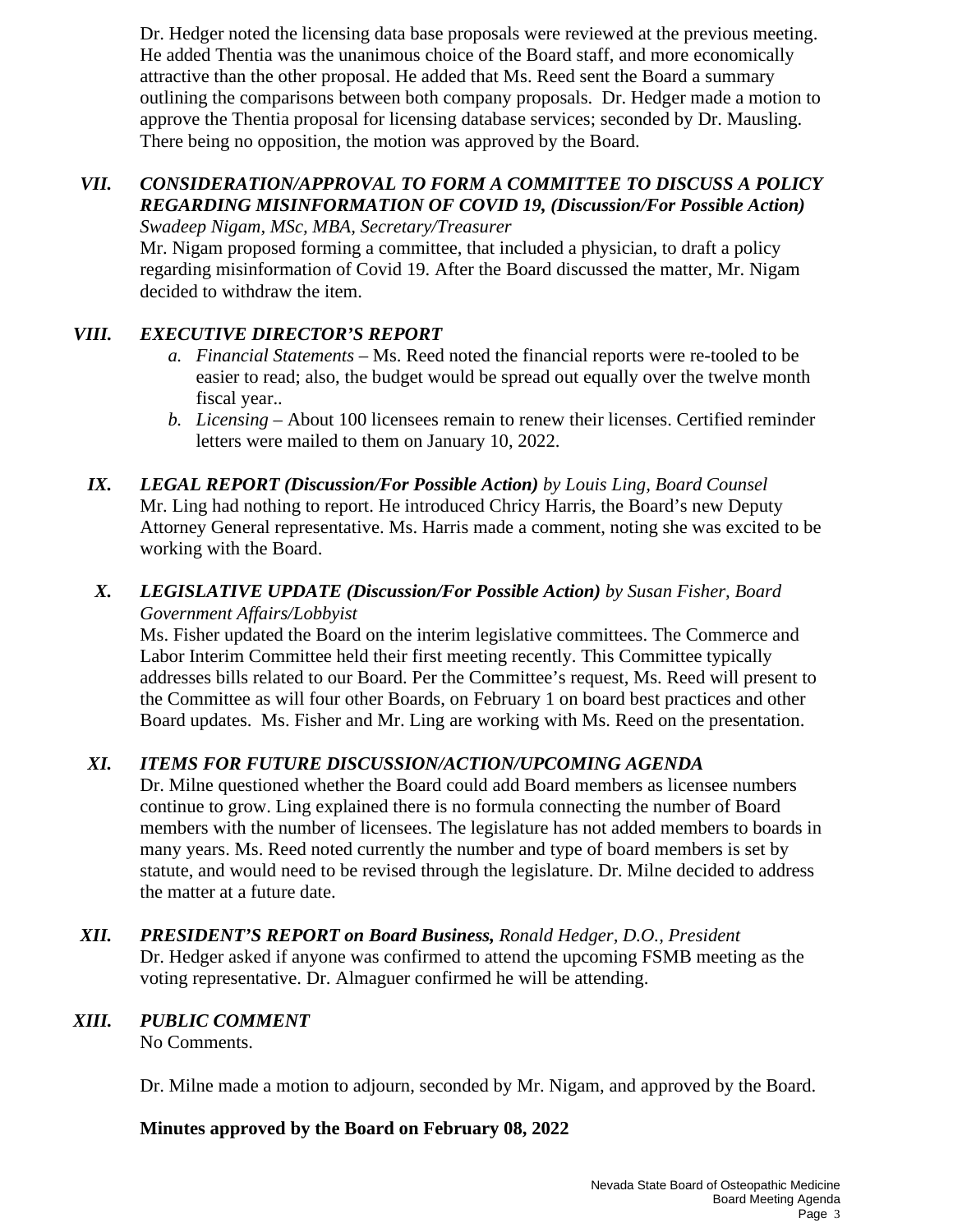Dr. Hedger noted the licensing data base proposals were reviewed at the previous meeting. He added Thentia was the unanimous choice of the Board staff, and more economically attractive than the other proposal. He added that Ms. Reed sent the Board a summary outlining the comparisons between both company proposals. Dr. Hedger made a motion to approve the Thentia proposal for licensing database services; seconded by Dr. Mausling. There being no opposition, the motion was approved by the Board.

### VII. *CONSIDERATION/APPROVAL TO FORM A COMMITTEE TO DISCUSS A POLICY REGARDING MISINFORMATION OF COVID 19, (Discussion/For Possible Action)*

*Swadeep Nigam, MSc, MBA, Secretary/Treasurer*

Mr. Nigam proposed forming a committee, that included a physician, to draft a policy regarding misinformation of Covid 19. After the Board discussed the matter, Mr. Nigam decided to withdraw the item.

### VIII. *EXECUTIVE DIRECTOR'S REPORT*

a. *Financial Statements* – Ms. Reed noted the financial reports were re-tooled to be easier to read; also, the budget would be spread out equally over the twelve month fiscal year..
b. *Licensing* – About 100 licensees remain to renew their licenses. Certified reminder letters were mailed to them on January 10, 2022.

### IX. *LEGAL REPORT (Discussion/For Possible Action) by Louis Ling, Board Counsel*

Mr. Ling had nothing to report. He introduced Chricy Harris, the Board's new Deputy Attorney General representative. Ms. Harris made a comment, noting she was excited to be working with the Board.

### X. *LEGISLATIVE UPDATE (Discussion/For Possible Action) by Susan Fisher, Board Government Affairs/Lobbyist*

Ms. Fisher updated the Board on the interim legislative committees. The Commerce and Labor Interim Committee held their first meeting recently. This Committee typically addresses bills related to our Board. Per the Committee's request, Ms. Reed will present to the Committee as will four other Boards, on February 1 on board best practices and other Board updates. Ms. Fisher and Mr. Ling are working with Ms. Reed on the presentation.

### XI. *ITEMS FOR FUTURE DISCUSSION/ACTION/UPCOMING AGENDA*

Dr. Milne questioned whether the Board could add Board members as licensee numbers continue to grow. Ling explained there is no formula connecting the number of Board members with the number of licensees. The legislature has not added members to boards in many years. Ms. Reed noted currently the number and type of board members is set by statute, and would need to be revised through the legislature. Dr. Milne decided to address the matter at a future date.

### XII. *PRESIDENT'S REPORT on Board Business, Ronald Hedger, D.O., President*

Dr. Hedger asked if anyone was confirmed to attend the upcoming FSMB meeting as the voting representative. Dr. Almaguer confirmed he will be attending.

### XIII. *PUBLIC COMMENT*

No Comments.

Dr. Milne made a motion to adjourn, seconded by Mr. Nigam, and approved by the Board.

**Minutes approved by the Board on February 08, 2022**